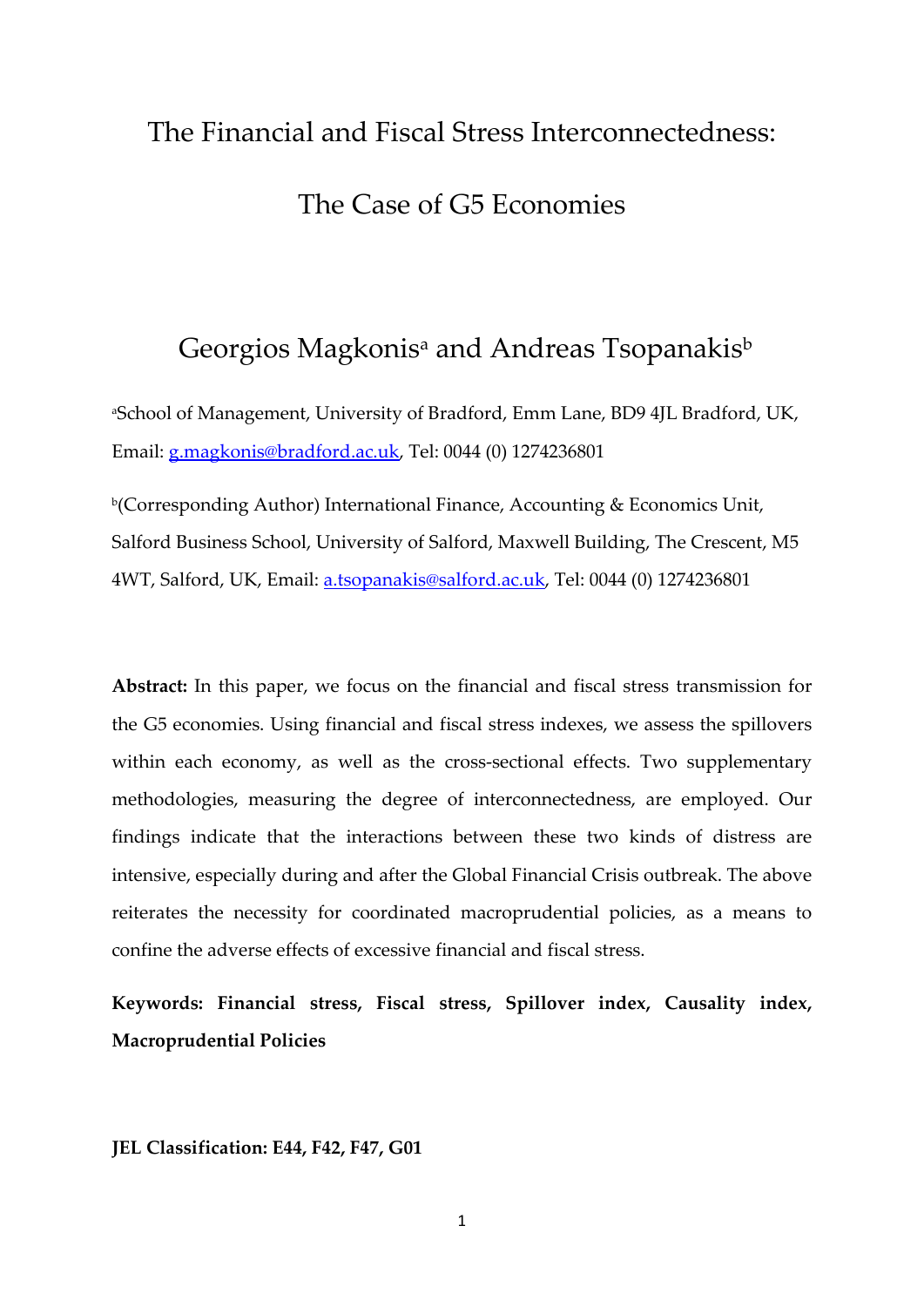# The Financial and Fiscal Stress Interconnectedness:

# The Case of G5 Economies

## Georgios Magkonis[a] and Andreas Tsopanakis[b]

[a]School of Management, University of Bradford, Emm Lane, BD9 4JL Bradford, UK, Email: g.magkonis@bradford.ac.uk, Tel: 0044 (0) 1274236801

[b](Corresponding Author) International Finance, Accounting & Economics Unit, Salford Business School, University of Salford, Maxwell Building, The Crescent, M5 4WT, Salford, UK, Email: a.tsopanakis@salford.ac.uk, Tel: 0044 (0) 1274236801

**Abstract:** In this paper, we focus on the financial and fiscal stress transmission for the G5 economies. Using financial and fiscal stress indexes, we assess the spillovers within each economy, as well as the cross-sectional effects. Two supplementary methodologies, measuring the degree of interconnectedness, are employed. Our findings indicate that the interactions between these two kinds of distress are intensive, especially during and after the Global Financial Crisis outbreak. The above reiterates the necessity for coordinated macroprudential policies, as a means to confine the adverse effects of excessive financial and fiscal stress.

**Keywords: Financial stress, Fiscal stress, Spillover index, Causality index, Macroprudential Policies**

**JEL Classification: E44, F42, F47, G01**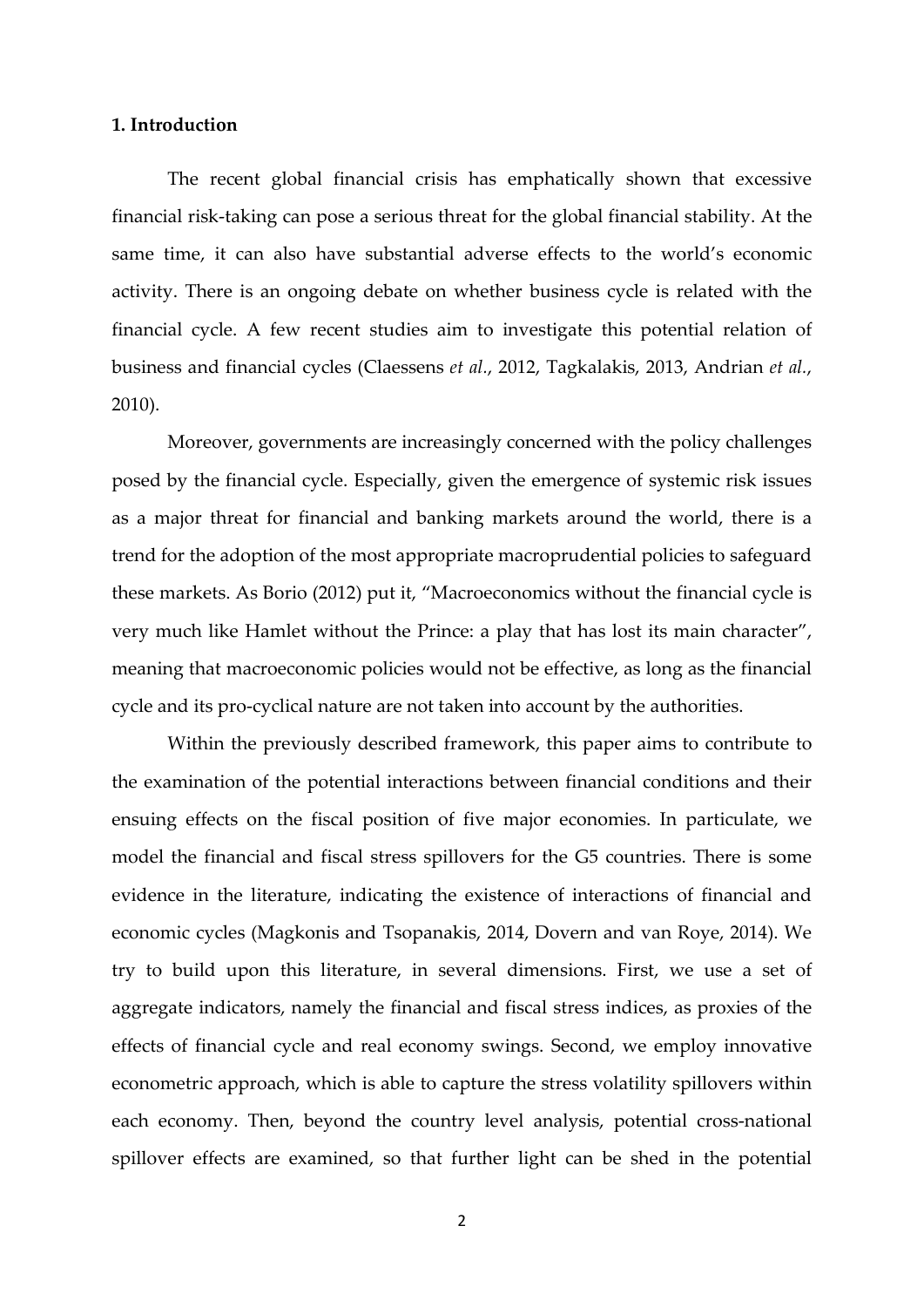## 1. Introduction

The recent global financial crisis has emphatically shown that excessive financial risk-taking can pose a serious threat for the global financial stability. At the same time, it can also have substantial adverse effects to the world's economic activity. There is an ongoing debate on whether business cycle is related with the financial cycle. A few recent studies aim to investigate this potential relation of business and financial cycles (Claessens *et al.*, 2012, Tagkalakis, 2013, Andrian *et al.*, 2010).

Moreover, governments are increasingly concerned with the policy challenges posed by the financial cycle. Especially, given the emergence of systemic risk issues as a major threat for financial and banking markets around the world, there is a trend for the adoption of the most appropriate macroprudential policies to safeguard these markets. As Borio (2012) put it, "Macroeconomics without the financial cycle is very much like Hamlet without the Prince: a play that has lost its main character", meaning that macroeconomic policies would not be effective, as long as the financial cycle and its pro-cyclical nature are not taken into account by the authorities.

Within the previously described framework, this paper aims to contribute to the examination of the potential interactions between financial conditions and their ensuing effects on the fiscal position of five major economies. In particulate, we model the financial and fiscal stress spillovers for the G5 countries. There is some evidence in the literature, indicating the existence of interactions of financial and economic cycles (Magkonis and Tsopanakis, 2014, Dovern and van Roye, 2014). We try to build upon this literature, in several dimensions. First, we use a set of aggregate indicators, namely the financial and fiscal stress indices, as proxies of the effects of financial cycle and real economy swings. Second, we employ innovative econometric approach, which is able to capture the stress volatility spillovers within each economy. Then, beyond the country level analysis, potential cross-national spillover effects are examined, so that further light can be shed in the potential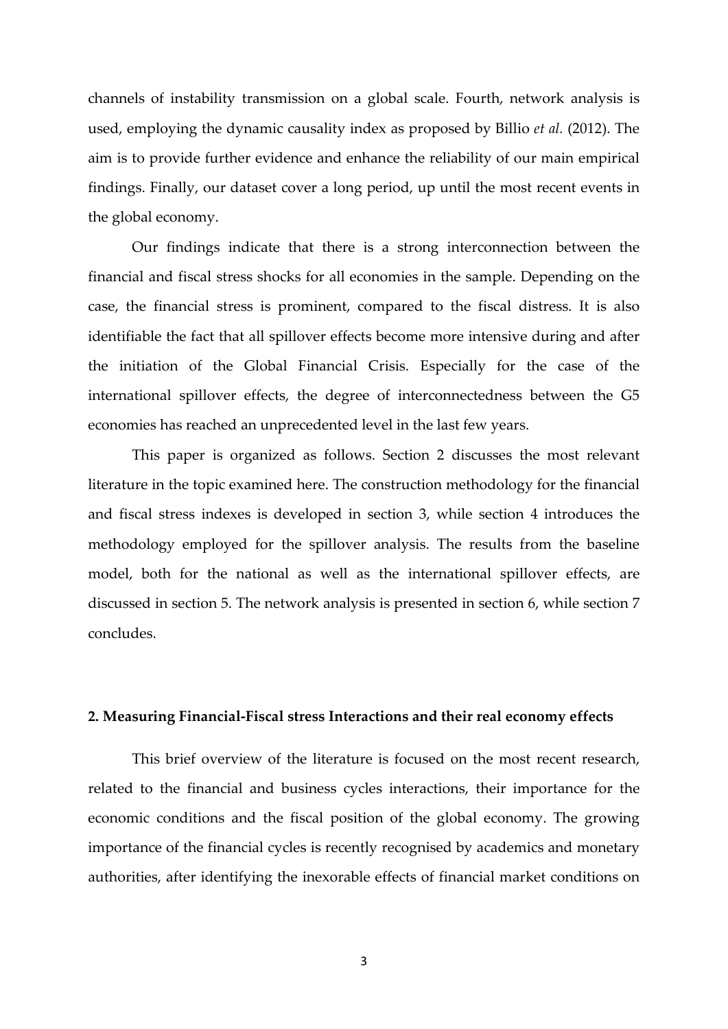channels of instability transmission on a global scale. Fourth, network analysis is used, employing the dynamic causality index as proposed by Billio *et al.* (2012). The aim is to provide further evidence and enhance the reliability of our main empirical findings. Finally, our dataset cover a long period, up until the most recent events in the global economy.

Our findings indicate that there is a strong interconnection between the financial and fiscal stress shocks for all economies in the sample. Depending on the case, the financial stress is prominent, compared to the fiscal distress. It is also identifiable the fact that all spillover effects become more intensive during and after the initiation of the Global Financial Crisis. Especially for the case of the international spillover effects, the degree of interconnectedness between the G5 economies has reached an unprecedented level in the last few years.

This paper is organized as follows. Section 2 discusses the most relevant literature in the topic examined here. The construction methodology for the financial and fiscal stress indexes is developed in section 3, while section 4 introduces the methodology employed for the spillover analysis. The results from the baseline model, both for the national as well as the international spillover effects, are discussed in section 5. The network analysis is presented in section 6, while section 7 concludes.

## 2. Measuring Financial-Fiscal stress Interactions and their real economy effects

This brief overview of the literature is focused on the most recent research, related to the financial and business cycles interactions, their importance for the economic conditions and the fiscal position of the global economy. The growing importance of the financial cycles is recently recognised by academics and monetary authorities, after identifying the inexorable effects of financial market conditions on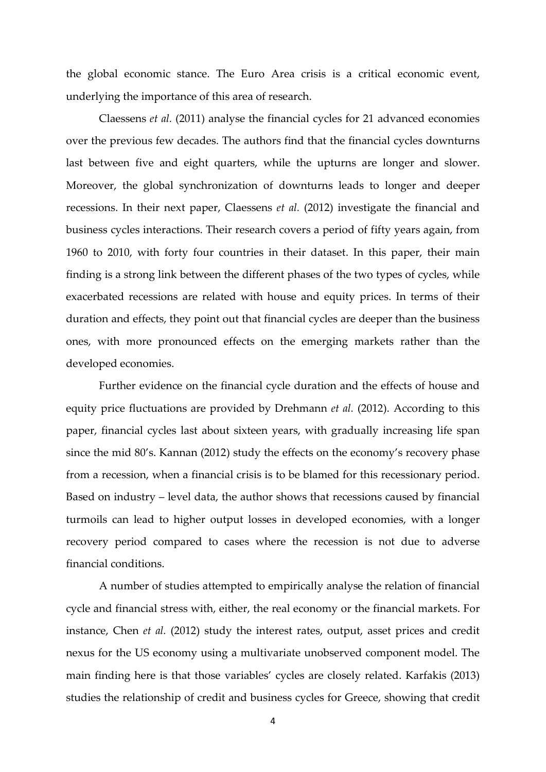the global economic stance. The Euro Area crisis is a critical economic event, underlying the importance of this area of research.

Claessens *et al.* (2011) analyse the financial cycles for 21 advanced economies over the previous few decades. The authors find that the financial cycles downturns last between five and eight quarters, while the upturns are longer and slower. Moreover, the global synchronization of downturns leads to longer and deeper recessions. In their next paper, Claessens *et al.* (2012) investigate the financial and business cycles interactions. Their research covers a period of fifty years again, from 1960 to 2010, with forty four countries in their dataset. In this paper, their main finding is a strong link between the different phases of the two types of cycles, while exacerbated recessions are related with house and equity prices. In terms of their duration and effects, they point out that financial cycles are deeper than the business ones, with more pronounced effects on the emerging markets rather than the developed economies.

Further evidence on the financial cycle duration and the effects of house and equity price fluctuations are provided by Drehmann *et al.* (2012). According to this paper, financial cycles last about sixteen years, with gradually increasing life span since the mid 80's. Kannan (2012) study the effects on the economy's recovery phase from a recession, when a financial crisis is to be blamed for this recessionary period. Based on industry – level data, the author shows that recessions caused by financial turmoils can lead to higher output losses in developed economies, with a longer recovery period compared to cases where the recession is not due to adverse financial conditions.

A number of studies attempted to empirically analyse the relation of financial cycle and financial stress with, either, the real economy or the financial markets. For instance, Chen *et al.* (2012) study the interest rates, output, asset prices and credit nexus for the US economy using a multivariate unobserved component model. The main finding here is that those variables' cycles are closely related. Karfakis (2013) studies the relationship of credit and business cycles for Greece, showing that credit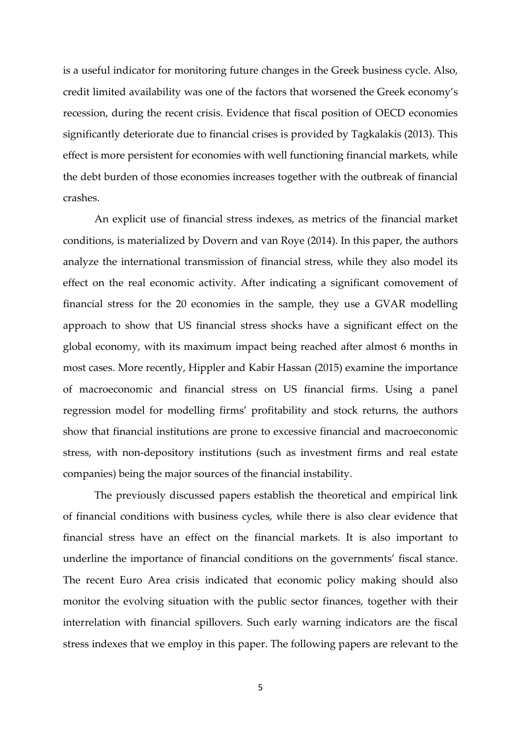is a useful indicator for monitoring future changes in the Greek business cycle. Also, credit limited availability was one of the factors that worsened the Greek economy's recession, during the recent crisis. Evidence that fiscal position of OECD economies significantly deteriorate due to financial crises is provided by Tagkalakis (2013). This effect is more persistent for economies with well functioning financial markets, while the debt burden of those economies increases together with the outbreak of financial crashes.

An explicit use of financial stress indexes, as metrics of the financial market conditions, is materialized by Dovern and van Roye (2014). In this paper, the authors analyze the international transmission of financial stress, while they also model its effect on the real economic activity. After indicating a significant comovement of financial stress for the 20 economies in the sample, they use a GVAR modelling approach to show that US financial stress shocks have a significant effect on the global economy, with its maximum impact being reached after almost 6 months in most cases. More recently, Hippler and Kabir Hassan (2015) examine the importance of macroeconomic and financial stress on US financial firms. Using a panel regression model for modelling firms' profitability and stock returns, the authors show that financial institutions are prone to excessive financial and macroeconomic stress, with non-depository institutions (such as investment firms and real estate companies) being the major sources of the financial instability.

The previously discussed papers establish the theoretical and empirical link of financial conditions with business cycles, while there is also clear evidence that financial stress have an effect on the financial markets. It is also important to underline the importance of financial conditions on the governments' fiscal stance. The recent Euro Area crisis indicated that economic policy making should also monitor the evolving situation with the public sector finances, together with their interrelation with financial spillovers. Such early warning indicators are the fiscal stress indexes that we employ in this paper. The following papers are relevant to the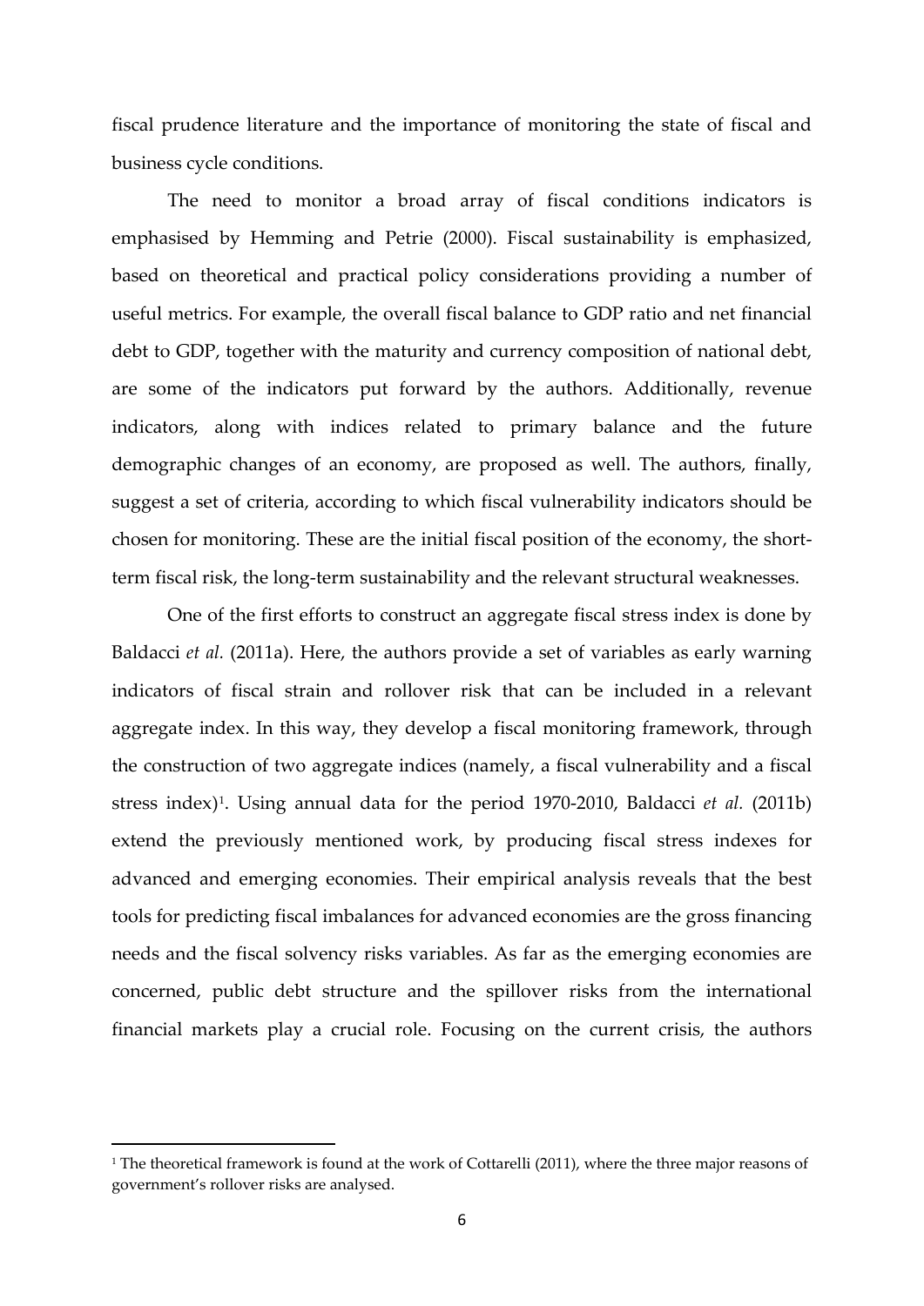fiscal prudence literature and the importance of monitoring the state of fiscal and business cycle conditions.

The need to monitor a broad array of fiscal conditions indicators is emphasised by Hemming and Petrie (2000). Fiscal sustainability is emphasized, based on theoretical and practical policy considerations providing a number of useful metrics. For example, the overall fiscal balance to GDP ratio and net financial debt to GDP, together with the maturity and currency composition of national debt, are some of the indicators put forward by the authors. Additionally, revenue indicators, along with indices related to primary balance and the future demographic changes of an economy, are proposed as well. The authors, finally, suggest a set of criteria, according to which fiscal vulnerability indicators should be chosen for monitoring. These are the initial fiscal position of the economy, the short-term fiscal risk, the long-term sustainability and the relevant structural weaknesses.

One of the first efforts to construct an aggregate fiscal stress index is done by Baldacci *et al.* (2011a). Here, the authors provide a set of variables as early warning indicators of fiscal strain and rollover risk that can be included in a relevant aggregate index. In this way, they develop a fiscal monitoring framework, through the construction of two aggregate indices (namely, a fiscal vulnerability and a fiscal stress index)[1]. Using annual data for the period 1970-2010, Baldacci *et al.* (2011b) extend the previously mentioned work, by producing fiscal stress indexes for advanced and emerging economies. Their empirical analysis reveals that the best tools for predicting fiscal imbalances for advanced economies are the gross financing needs and the fiscal solvency risks variables. As far as the emerging economies are concerned, public debt structure and the spillover risks from the international financial markets play a crucial role. Focusing on the current crisis, the authors

[1] The theoretical framework is found at the work of Cottarelli (2011), where the three major reasons of government's rollover risks are analysed.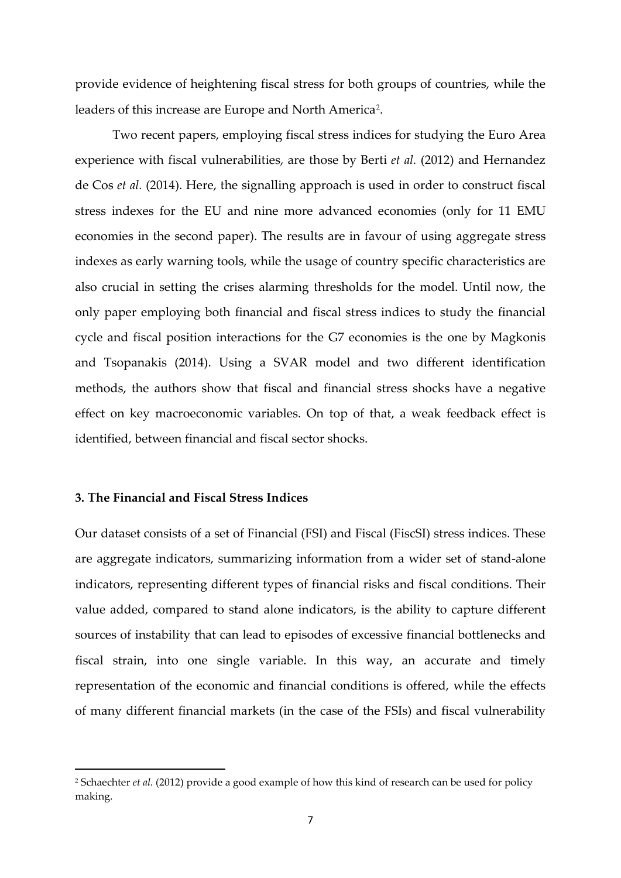provide evidence of heightening fiscal stress for both groups of countries, while the leaders of this increase are Europe and North America[2].

Two recent papers, employing fiscal stress indices for studying the Euro Area experience with fiscal vulnerabilities, are those by Berti *et al.* (2012) and Hernandez de Cos *et al.* (2014). Here, the signalling approach is used in order to construct fiscal stress indexes for the EU and nine more advanced economies (only for 11 EMU economies in the second paper). The results are in favour of using aggregate stress indexes as early warning tools, while the usage of country specific characteristics are also crucial in setting the crises alarming thresholds for the model. Until now, the only paper employing both financial and fiscal stress indices to study the financial cycle and fiscal position interactions for the G7 economies is the one by Magkonis and Tsopanakis (2014). Using a SVAR model and two different identification methods, the authors show that fiscal and financial stress shocks have a negative effect on key macroeconomic variables. On top of that, a weak feedback effect is identified, between financial and fiscal sector shocks.

### 3. The Financial and Fiscal Stress Indices

Our dataset consists of a set of Financial (FSI) and Fiscal (FiscSI) stress indices. These are aggregate indicators, summarizing information from a wider set of stand-alone indicators, representing different types of financial risks and fiscal conditions. Their value added, compared to stand alone indicators, is the ability to capture different sources of instability that can lead to episodes of excessive financial bottlenecks and fiscal strain, into one single variable. In this way, an accurate and timely representation of the economic and financial conditions is offered, while the effects of many different financial markets (in the case of the FSIs) and fiscal vulnerability

[2] Schaechter *et al.* (2012) provide a good example of how this kind of research can be used for policy making.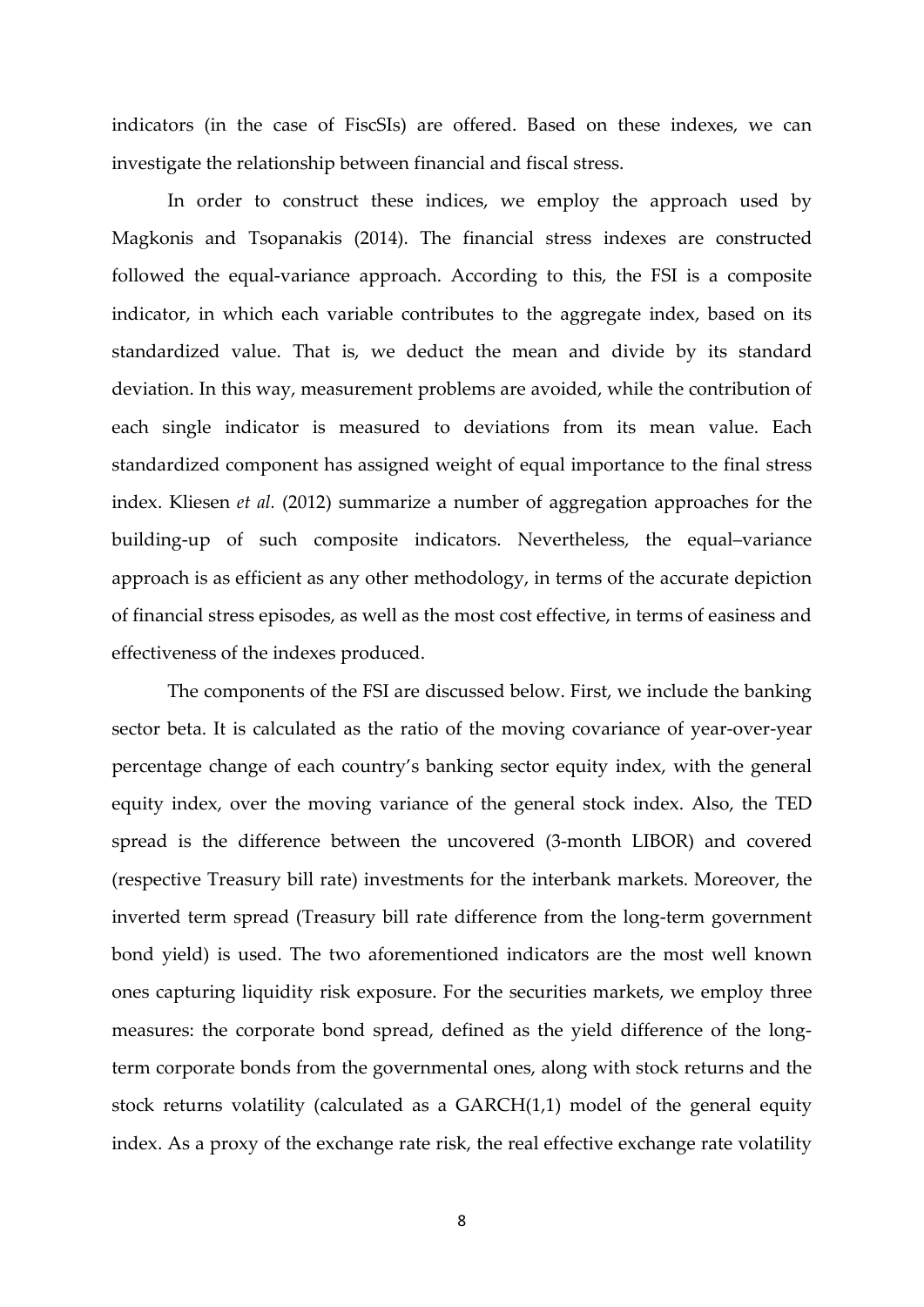indicators (in the case of FiscSIs) are offered. Based on these indexes, we can investigate the relationship between financial and fiscal stress.

In order to construct these indices, we employ the approach used by Magkonis and Tsopanakis (2014). The financial stress indexes are constructed followed the equal-variance approach. According to this, the FSI is a composite indicator, in which each variable contributes to the aggregate index, based on its standardized value. That is, we deduct the mean and divide by its standard deviation. In this way, measurement problems are avoided, while the contribution of each single indicator is measured to deviations from its mean value. Each standardized component has assigned weight of equal importance to the final stress index. Kliesen *et al.* (2012) summarize a number of aggregation approaches for the building-up of such composite indicators. Nevertheless, the equal–variance approach is as efficient as any other methodology, in terms of the accurate depiction of financial stress episodes, as well as the most cost effective, in terms of easiness and effectiveness of the indexes produced.

The components of the FSI are discussed below. First, we include the banking sector beta. It is calculated as the ratio of the moving covariance of year-over-year percentage change of each country's banking sector equity index, with the general equity index, over the moving variance of the general stock index. Also, the TED spread is the difference between the uncovered (3-month LIBOR) and covered (respective Treasury bill rate) investments for the interbank markets. Moreover, the inverted term spread (Treasury bill rate difference from the long-term government bond yield) is used. The two aforementioned indicators are the most well known ones capturing liquidity risk exposure. For the securities markets, we employ three measures: the corporate bond spread, defined as the yield difference of the long-term corporate bonds from the governmental ones, along with stock returns and the stock returns volatility (calculated as a GARCH(1,1) model of the general equity index. As a proxy of the exchange rate risk, the real effective exchange rate volatility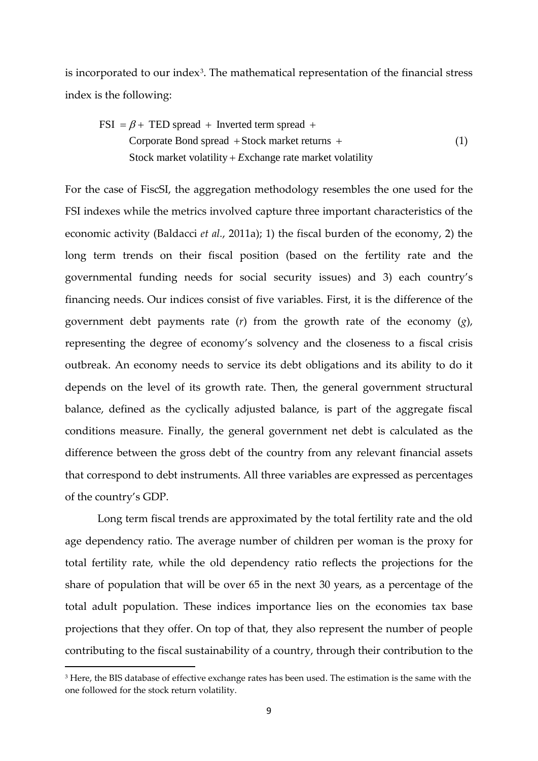is incorporated to our index[3]. The mathematical representation of the financial stress index is the following:

$$
\begin{aligned}
\text{FSI} = \beta + & \text{ TED spread } + \text{ Inverted term spread } + \\
& \text{Corporate Bond spread } + \text{Stock market returns } + \\
& \text{Stock market volatility} + \text{Exchange rate market volatility}
\end{aligned} \tag{1}
$$

For the case of FiscSI, the aggregation methodology resembles the one used for the FSI indexes while the metrics involved capture three important characteristics of the economic activity (Baldacci *et al.*, 2011a); 1) the fiscal burden of the economy, 2) the long term trends on their fiscal position (based on the fertility rate and the governmental funding needs for social security issues) and 3) each country's financing needs. Our indices consist of five variables. First, it is the difference of the government debt payments rate ($r$) from the growth rate of the economy ($g$), representing the degree of economy's solvency and the closeness to a fiscal crisis outbreak. An economy needs to service its debt obligations and its ability to do it depends on the level of its growth rate. Then, the general government structural balance, defined as the cyclically adjusted balance, is part of the aggregate fiscal conditions measure. Finally, the general government net debt is calculated as the difference between the gross debt of the country from any relevant financial assets that correspond to debt instruments. All three variables are expressed as percentages of the country's GDP.

Long term fiscal trends are approximated by the total fertility rate and the old age dependency ratio. The average number of children per woman is the proxy for total fertility rate, while the old dependency ratio reflects the projections for the share of population that will be over 65 in the next 30 years, as a percentage of the total adult population. These indices importance lies on the economies tax base projections that they offer. On top of that, they also represent the number of people contributing to the fiscal sustainability of a country, through their contribution to the

[3] Here, the BIS database of effective exchange rates has been used. The estimation is the same with the one followed for the stock return volatility.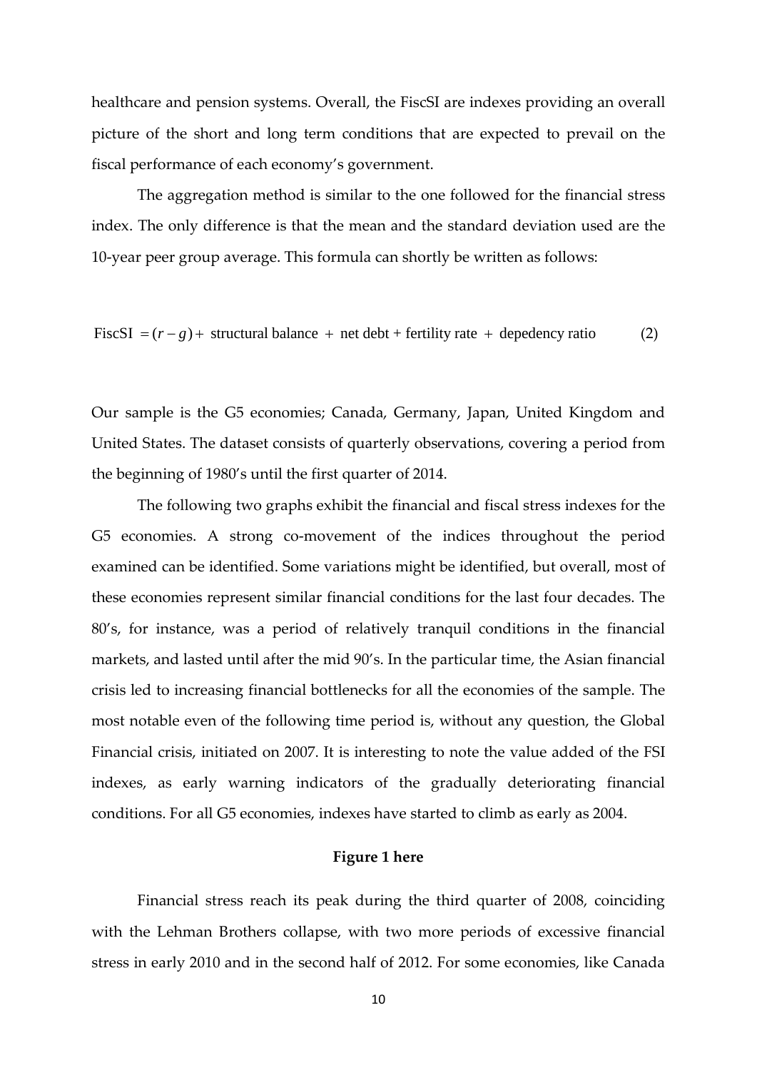healthcare and pension systems. Overall, the FiscSI are indexes providing an overall picture of the short and long term conditions that are expected to prevail on the fiscal performance of each economy's government.

The aggregation method is similar to the one followed for the financial stress index. The only difference is that the mean and the standard deviation used are the 10-year peer group average. This formula can shortly be written as follows:

$$\text{FiscSI} = (r - g) + \text{ structural balance } + \text{ net debt} + \text{fertility rate } + \text{ depedency ratio} \qquad (2)$$

Our sample is the G5 economies; Canada, Germany, Japan, United Kingdom and United States. The dataset consists of quarterly observations, covering a period from the beginning of 1980's until the first quarter of 2014.

The following two graphs exhibit the financial and fiscal stress indexes for the G5 economies. A strong co-movement of the indices throughout the period examined can be identified. Some variations might be identified, but overall, most of these economies represent similar financial conditions for the last four decades. The 80's, for instance, was a period of relatively tranquil conditions in the financial markets, and lasted until after the mid 90's. In the particular time, the Asian financial crisis led to increasing financial bottlenecks for all the economies of the sample. The most notable even of the following time period is, without any question, the Global Financial crisis, initiated on 2007. It is interesting to note the value added of the FSI indexes, as early warning indicators of the gradually deteriorating financial conditions. For all G5 economies, indexes have started to climb as early as 2004.

**Figure 1 here**

Financial stress reach its peak during the third quarter of 2008, coinciding with the Lehman Brothers collapse, with two more periods of excessive financial stress in early 2010 and in the second half of 2012. For some economies, like Canada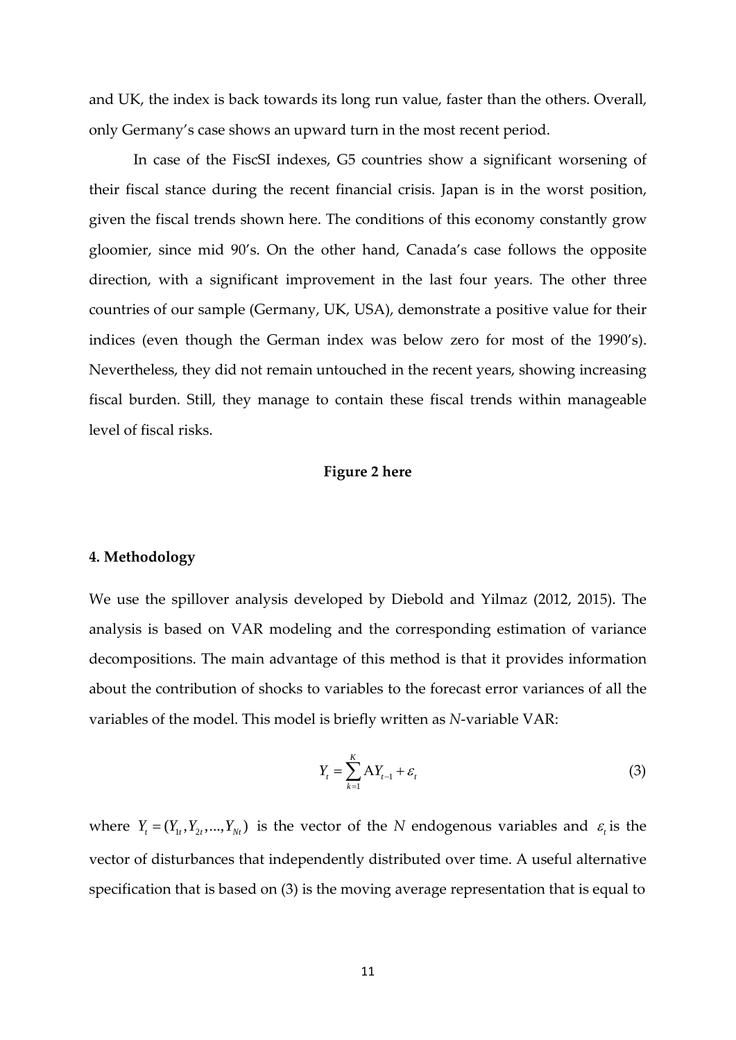and UK, the index is back towards its long run value, faster than the others. Overall, only Germany's case shows an upward turn in the most recent period.

In case of the FiscSI indexes, G5 countries show a significant worsening of their fiscal stance during the recent financial crisis. Japan is in the worst position, given the fiscal trends shown here. The conditions of this economy constantly grow gloomier, since mid 90's. On the other hand, Canada's case follows the opposite direction, with a significant improvement in the last four years. The other three countries of our sample (Germany, UK, USA), demonstrate a positive value for their indices (even though the German index was below zero for most of the 1990's). Nevertheless, they did not remain untouched in the recent years, showing increasing fiscal burden. Still, they manage to contain these fiscal trends within manageable level of fiscal risks.

**Figure 2 here**

#### 4. Methodology

We use the spillover analysis developed by Diebold and Yilmaz (2012, 2015). The analysis is based on VAR modeling and the corresponding estimation of variance decompositions. The main advantage of this method is that it provides information about the contribution of shocks to variables to the forecast error variances of all the variables of the model. This model is briefly written as *N*-variable VAR:

$$Y_t = \sum_{k=1}^{K} \mathrm{A} Y_{t-1} + \varepsilon_t \tag{3}$$

where $Y_t = (Y_{1t}, Y_{2t}, ..., Y_{Nt})$ is the vector of the $N$ endogenous variables and $\varepsilon_t$ is the vector of disturbances that independently distributed over time. A useful alternative specification that is based on (3) is the moving average representation that is equal to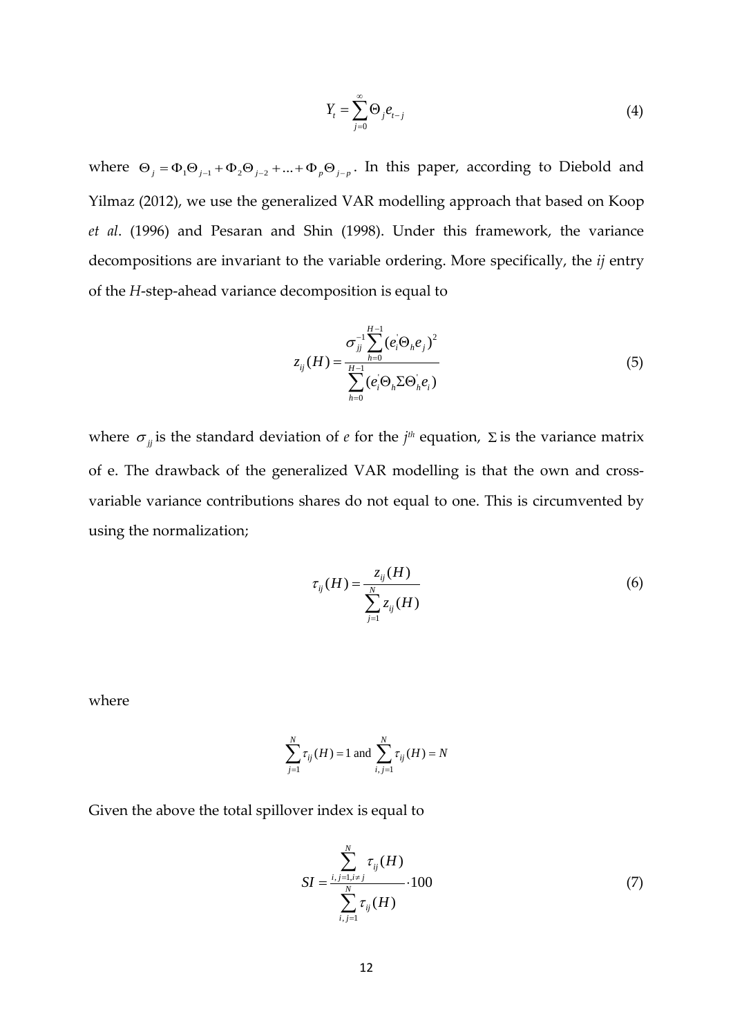$$Y_t = \sum_{j=0}^{\infty} \Theta_j e_{t-j} \tag{4}$$

where $\Theta_j = \Phi_1\Theta_{j-1} + \Phi_2\Theta_{j-2} + ... + \Phi_p\Theta_{j-p}$. In this paper, according to Diebold and Yilmaz (2012), we use the generalized VAR modelling approach that based on Koop *et al*. (1996) and Pesaran and Shin (1998). Under this framework, the variance decompositions are invariant to the variable ordering. More specifically, the *ij* entry of the *H*-step-ahead variance decomposition is equal to

$$z_{ij}(H) = \frac{\sigma_{jj}^{-1} \sum_{h=0}^{H-1} (e_i^{'}\Theta_h e_j)^2}{\sum_{h=0}^{H-1} (e_i^{'}\Theta_h \Sigma \Theta_h^{'} e_i)} \tag{5}$$

where $\sigma_{jj}$ is the standard deviation of $e$ for the $j^{th}$ equation, $\Sigma$ is the variance matrix of e. The drawback of the generalized VAR modelling is that the own and cross-variable variance contributions shares do not equal to one. This is circumvented by using the normalization;

$$\tau_{ij}(H) = \frac{z_{ij}(H)}{\sum_{j=1}^{N} z_{ij}(H)} \tag{6}$$

where

$$\sum_{j=1}^{N} \tau_{ij}(H) = 1 \text{ and } \sum_{i,j=1}^{N} \tau_{ij}(H) = N$$

Given the above the total spillover index is equal to

$$SI = \frac{\sum_{i,j=1, i \neq j}^{N} \tau_{ij}(H)}{\sum_{i,j=1}^{N} \tau_{ij}(H)} \cdot 100 \tag{7}$$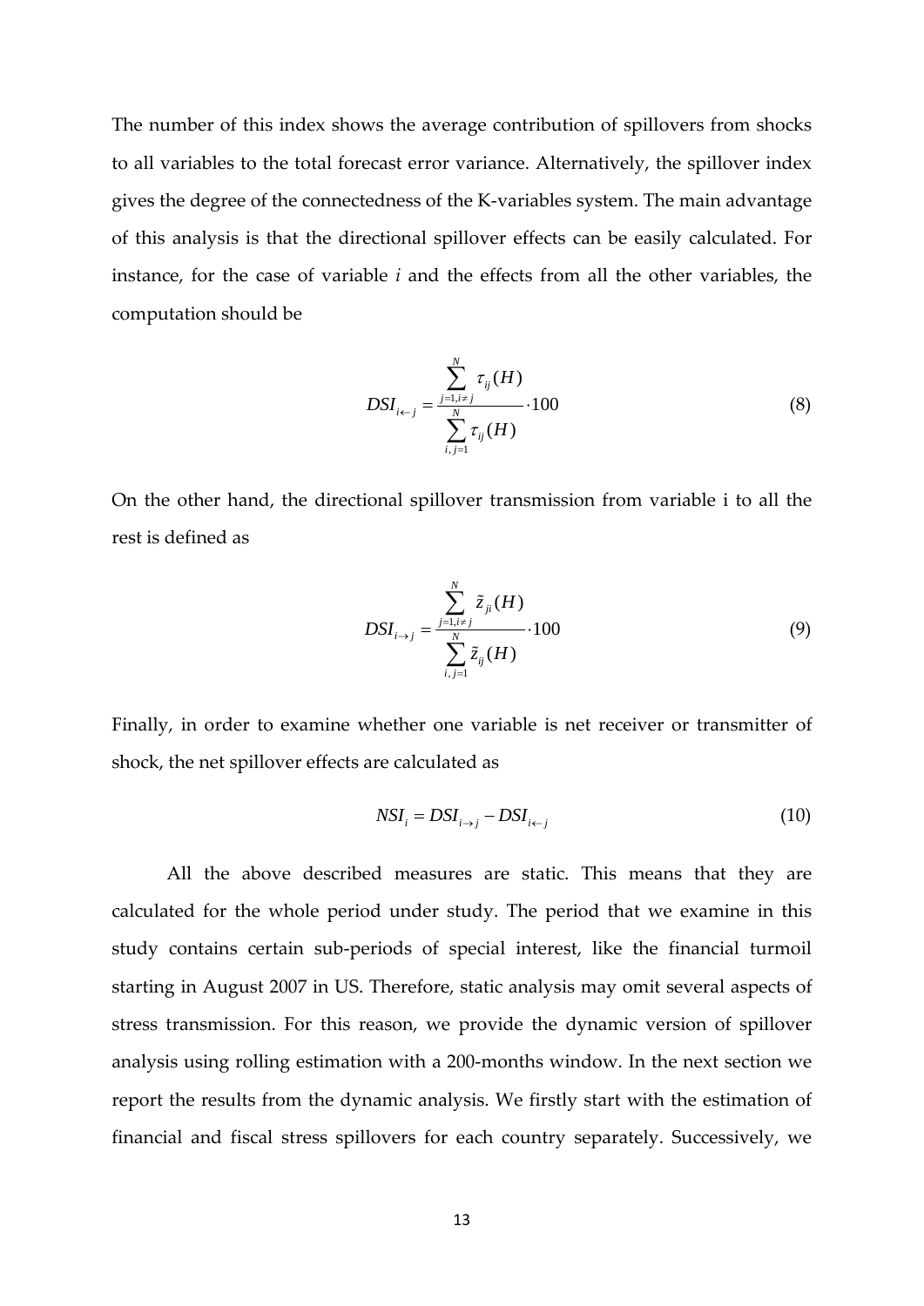The number of this index shows the average contribution of spillovers from shocks to all variables to the total forecast error variance. Alternatively, the spillover index gives the degree of the connectedness of the K-variables system. The main advantage of this analysis is that the directional spillover effects can be easily calculated. For instance, for the case of variable *i* and the effects from all the other variables, the computation should be

$$DSI_{i \leftarrow j} = \frac{\sum_{j=1, i \neq j}^{N} \tau_{ij}(H)}{\sum_{i,j=1}^{N} \tau_{ij}(H)} \cdot 100 \tag{8}$$

On the other hand, the directional spillover transmission from variable i to all the rest is defined as

$$DSI_{i \rightarrow j} = \frac{\sum_{j=1, i \neq j}^{N} \tilde{z}_{ji}(H)}{\sum_{i,j=1}^{N} \tilde{z}_{ij}(H)} \cdot 100 \tag{9}$$

Finally, in order to examine whether one variable is net receiver or transmitter of shock, the net spillover effects are calculated as

$$NSI_i = DSI_{i \rightarrow j} - DSI_{i \leftarrow j} \tag{10}$$

All the above described measures are static. This means that they are calculated for the whole period under study. The period that we examine in this study contains certain sub-periods of special interest, like the financial turmoil starting in August 2007 in US. Therefore, static analysis may omit several aspects of stress transmission. For this reason, we provide the dynamic version of spillover analysis using rolling estimation with a 200-months window. In the next section we report the results from the dynamic analysis. We firstly start with the estimation of financial and fiscal stress spillovers for each country separately. Successively, we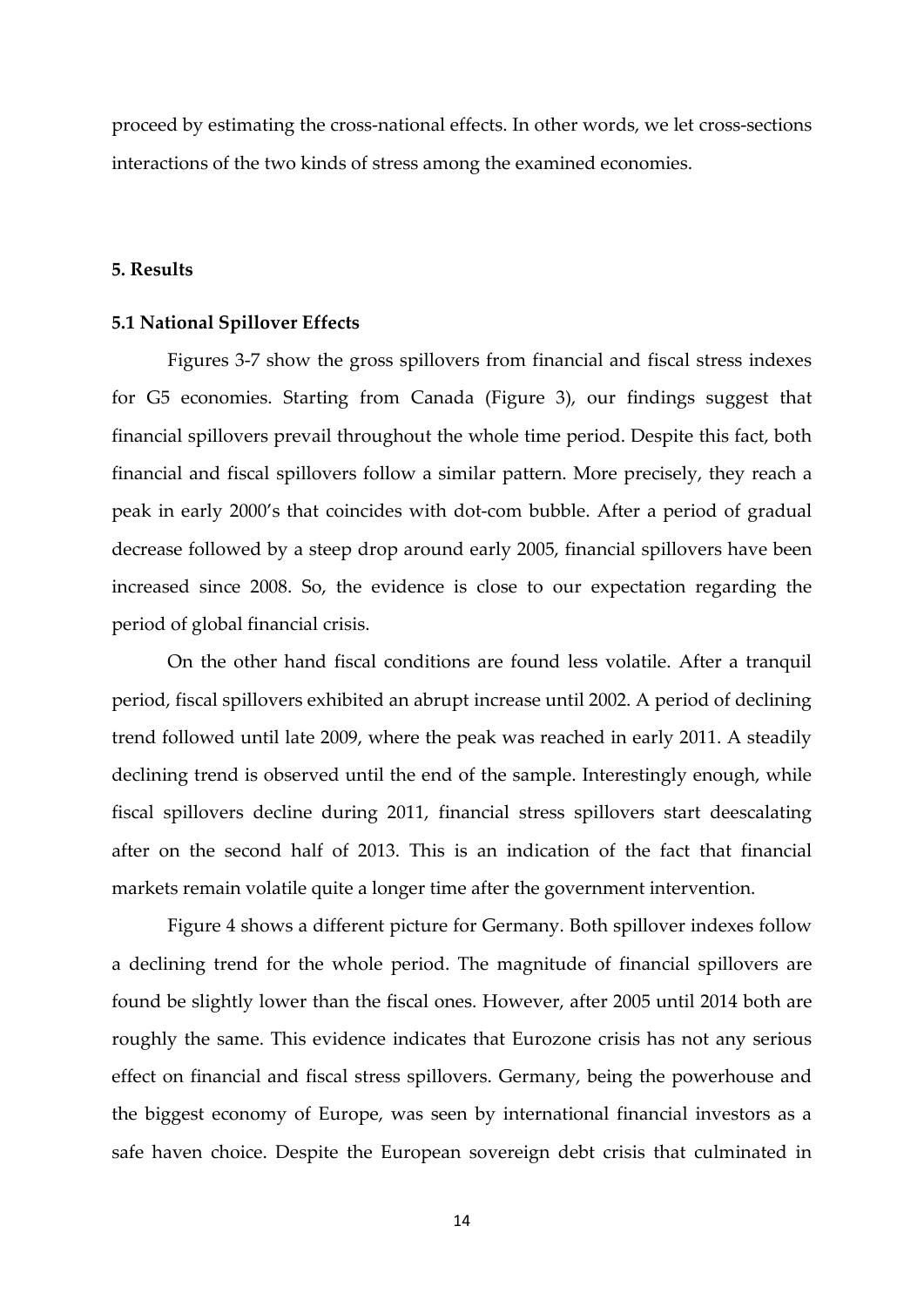proceed by estimating the cross-national effects. In other words, we let cross-sections interactions of the two kinds of stress among the examined economies.

## 5. Results

### 5.1 National Spillover Effects

Figures 3-7 show the gross spillovers from financial and fiscal stress indexes for G5 economies. Starting from Canada (Figure 3), our findings suggest that financial spillovers prevail throughout the whole time period. Despite this fact, both financial and fiscal spillovers follow a similar pattern. More precisely, they reach a peak in early 2000's that coincides with dot-com bubble. After a period of gradual decrease followed by a steep drop around early 2005, financial spillovers have been increased since 2008. So, the evidence is close to our expectation regarding the period of global financial crisis.

On the other hand fiscal conditions are found less volatile. After a tranquil period, fiscal spillovers exhibited an abrupt increase until 2002. A period of declining trend followed until late 2009, where the peak was reached in early 2011. A steadily declining trend is observed until the end of the sample. Interestingly enough, while fiscal spillovers decline during 2011, financial stress spillovers start deescalating after on the second half of 2013. This is an indication of the fact that financial markets remain volatile quite a longer time after the government intervention.

Figure 4 shows a different picture for Germany. Both spillover indexes follow a declining trend for the whole period. The magnitude of financial spillovers are found be slightly lower than the fiscal ones. However, after 2005 until 2014 both are roughly the same. This evidence indicates that Eurozone crisis has not any serious effect on financial and fiscal stress spillovers. Germany, being the powerhouse and the biggest economy of Europe, was seen by international financial investors as a safe haven choice. Despite the European sovereign debt crisis that culminated in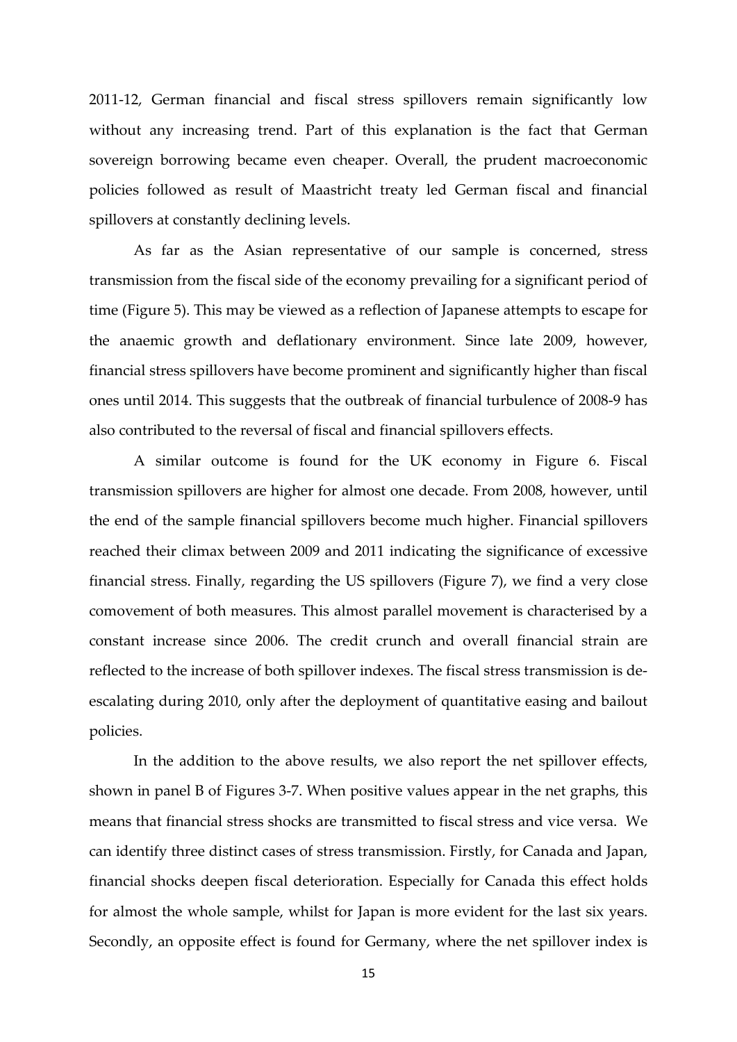2011-12, German financial and fiscal stress spillovers remain significantly low without any increasing trend. Part of this explanation is the fact that German sovereign borrowing became even cheaper. Overall, the prudent macroeconomic policies followed as result of Maastricht treaty led German fiscal and financial spillovers at constantly declining levels.

As far as the Asian representative of our sample is concerned, stress transmission from the fiscal side of the economy prevailing for a significant period of time (Figure 5). This may be viewed as a reflection of Japanese attempts to escape for the anaemic growth and deflationary environment. Since late 2009, however, financial stress spillovers have become prominent and significantly higher than fiscal ones until 2014. This suggests that the outbreak of financial turbulence of 2008-9 has also contributed to the reversal of fiscal and financial spillovers effects.

A similar outcome is found for the UK economy in Figure 6. Fiscal transmission spillovers are higher for almost one decade. From 2008, however, until the end of the sample financial spillovers become much higher. Financial spillovers reached their climax between 2009 and 2011 indicating the significance of excessive financial stress. Finally, regarding the US spillovers (Figure 7), we find a very close comovement of both measures. This almost parallel movement is characterised by a constant increase since 2006. The credit crunch and overall financial strain are reflected to the increase of both spillover indexes. The fiscal stress transmission is de-escalating during 2010, only after the deployment of quantitative easing and bailout policies.

In the addition to the above results, we also report the net spillover effects, shown in panel B of Figures 3-7. When positive values appear in the net graphs, this means that financial stress shocks are transmitted to fiscal stress and vice versa. We can identify three distinct cases of stress transmission. Firstly, for Canada and Japan, financial shocks deepen fiscal deterioration. Especially for Canada this effect holds for almost the whole sample, whilst for Japan is more evident for the last six years. Secondly, an opposite effect is found for Germany, where the net spillover index is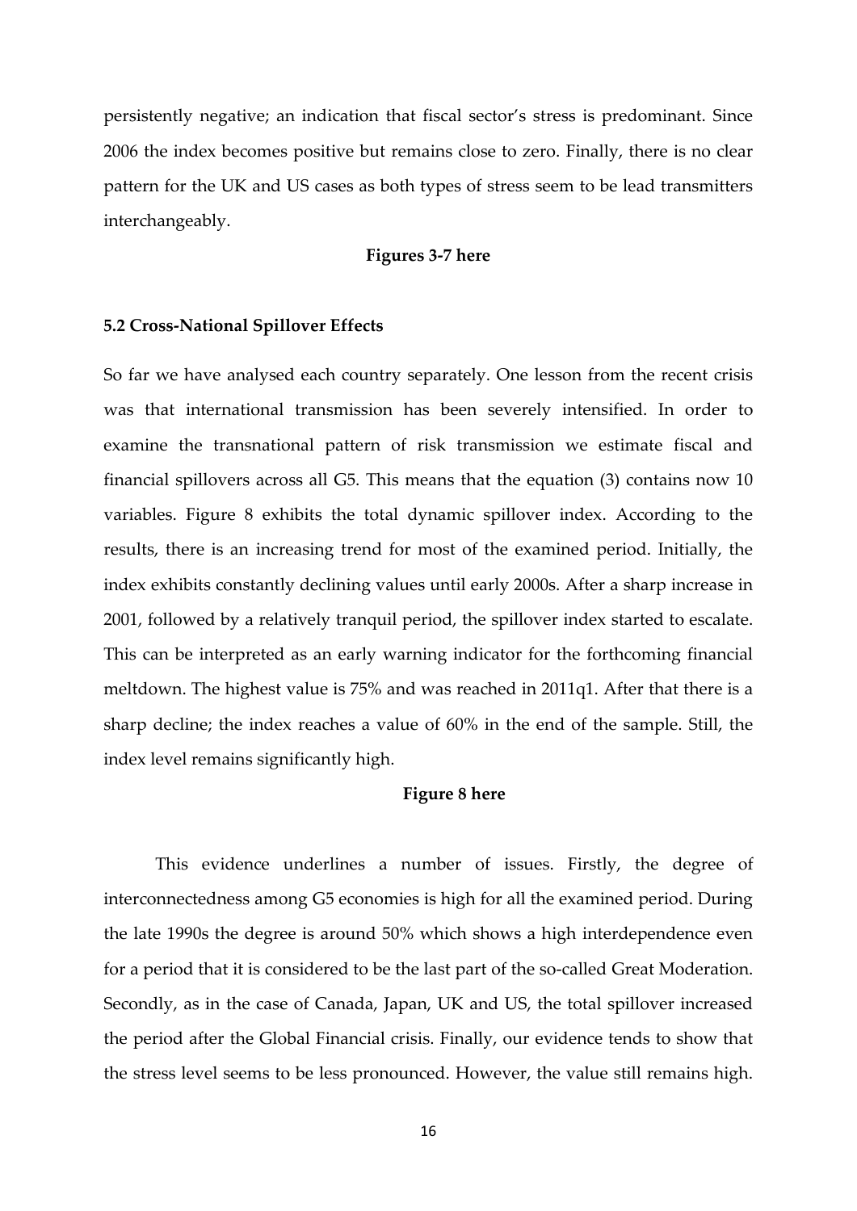persistently negative; an indication that fiscal sector's stress is predominant. Since 2006 the index becomes positive but remains close to zero. Finally, there is no clear pattern for the UK and US cases as both types of stress seem to be lead transmitters interchangeably.

**Figures 3-7 here**

### 5.2 Cross-National Spillover Effects

So far we have analysed each country separately. One lesson from the recent crisis was that international transmission has been severely intensified. In order to examine the transnational pattern of risk transmission we estimate fiscal and financial spillovers across all G5. This means that the equation (3) contains now 10 variables. Figure 8 exhibits the total dynamic spillover index. According to the results, there is an increasing trend for most of the examined period. Initially, the index exhibits constantly declining values until early 2000s. After a sharp increase in 2001, followed by a relatively tranquil period, the spillover index started to escalate. This can be interpreted as an early warning indicator for the forthcoming financial meltdown. The highest value is 75% and was reached in 2011q1. After that there is a sharp decline; the index reaches a value of 60% in the end of the sample. Still, the index level remains significantly high.

**Figure 8 here**

This evidence underlines a number of issues. Firstly, the degree of interconnectedness among G5 economies is high for all the examined period. During the late 1990s the degree is around 50% which shows a high interdependence even for a period that it is considered to be the last part of the so-called Great Moderation. Secondly, as in the case of Canada, Japan, UK and US, the total spillover increased the period after the Global Financial crisis. Finally, our evidence tends to show that the stress level seems to be less pronounced. However, the value still remains high.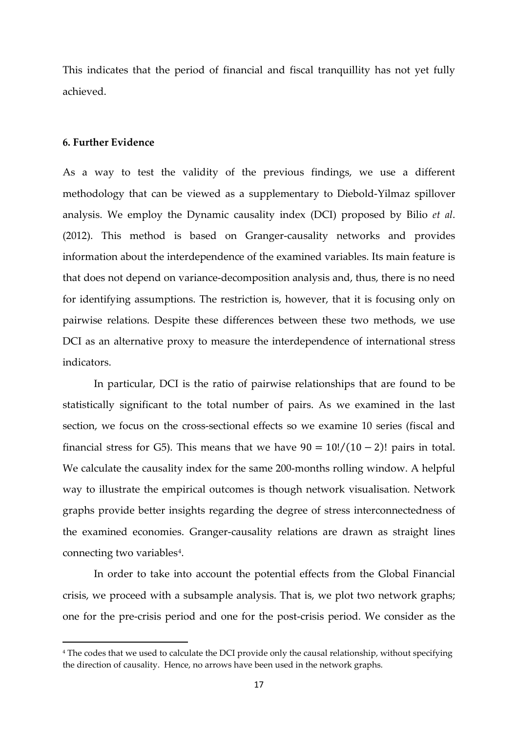This indicates that the period of financial and fiscal tranquillity has not yet fully achieved.

### 6. Further Evidence

As a way to test the validity of the previous findings, we use a different methodology that can be viewed as a supplementary to Diebold-Yilmaz spillover analysis. We employ the Dynamic causality index (DCI) proposed by Bilio *et al*. (2012). This method is based on Granger-causality networks and provides information about the interdependence of the examined variables. Its main feature is that does not depend on variance-decomposition analysis and, thus, there is no need for identifying assumptions. The restriction is, however, that it is focusing only on pairwise relations. Despite these differences between these two methods, we use DCI as an alternative proxy to measure the interdependence of international stress indicators.

In particular, DCI is the ratio of pairwise relationships that are found to be statistically significant to the total number of pairs. As we examined in the last section, we focus on the cross-sectional effects so we examine 10 series (fiscal and financial stress for G5). This means that we have $90 = 10!/(10-2)!$ pairs in total. We calculate the causality index for the same 200-months rolling window. A helpful way to illustrate the empirical outcomes is though network visualisation. Network graphs provide better insights regarding the degree of stress interconnectedness of the examined economies. Granger-causality relations are drawn as straight lines connecting two variables[4].

In order to take into account the potential effects from the Global Financial crisis, we proceed with a subsample analysis. That is, we plot two network graphs; one for the pre-crisis period and one for the post-crisis period. We consider as the

[4] The codes that we used to calculate the DCI provide only the causal relationship, without specifying the direction of causality. Hence, no arrows have been used in the network graphs.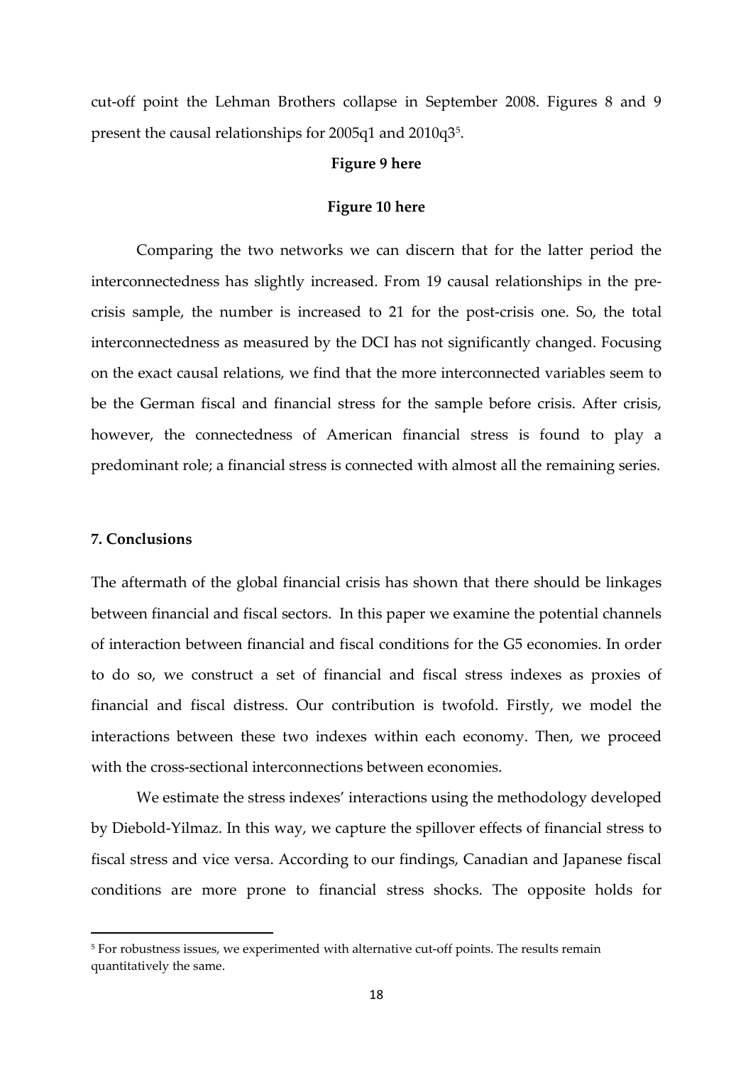cut-off point the Lehman Brothers collapse in September 2008. Figures 8 and 9 present the causal relationships for 2005q1 and 2010q3[5].

**Figure 9 here**

**Figure 10 here**

Comparing the two networks we can discern that for the latter period the interconnectedness has slightly increased. From 19 causal relationships in the pre-crisis sample, the number is increased to 21 for the post-crisis one. So, the total interconnectedness as measured by the DCI has not significantly changed. Focusing on the exact causal relations, we find that the more interconnected variables seem to be the German fiscal and financial stress for the sample before crisis. After crisis, however, the connectedness of American financial stress is found to play a predominant role; a financial stress is connected with almost all the remaining series.

## 7. Conclusions

The aftermath of the global financial crisis has shown that there should be linkages between financial and fiscal sectors. In this paper we examine the potential channels of interaction between financial and fiscal conditions for the G5 economies. In order to do so, we construct a set of financial and fiscal stress indexes as proxies of financial and fiscal distress. Our contribution is twofold. Firstly, we model the interactions between these two indexes within each economy. Then, we proceed with the cross-sectional interconnections between economies.

We estimate the stress indexes' interactions using the methodology developed by Diebold-Yilmaz. In this way, we capture the spillover effects of financial stress to fiscal stress and vice versa. According to our findings, Canadian and Japanese fiscal conditions are more prone to financial stress shocks. The opposite holds for

---

[5] For robustness issues, we experimented with alternative cut-off points. The results remain quantitatively the same.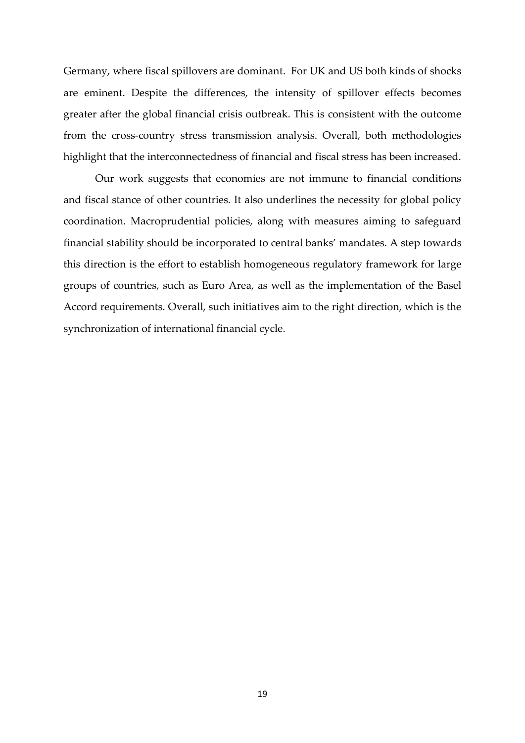Germany, where fiscal spillovers are dominant. For UK and US both kinds of shocks are eminent. Despite the differences, the intensity of spillover effects becomes greater after the global financial crisis outbreak. This is consistent with the outcome from the cross-country stress transmission analysis. Overall, both methodologies highlight that the interconnectedness of financial and fiscal stress has been increased.

Our work suggests that economies are not immune to financial conditions and fiscal stance of other countries. It also underlines the necessity for global policy coordination. Macroprudential policies, along with measures aiming to safeguard financial stability should be incorporated to central banks' mandates. A step towards this direction is the effort to establish homogeneous regulatory framework for large groups of countries, such as Euro Area, as well as the implementation of the Basel Accord requirements. Overall, such initiatives aim to the right direction, which is the synchronization of international financial cycle.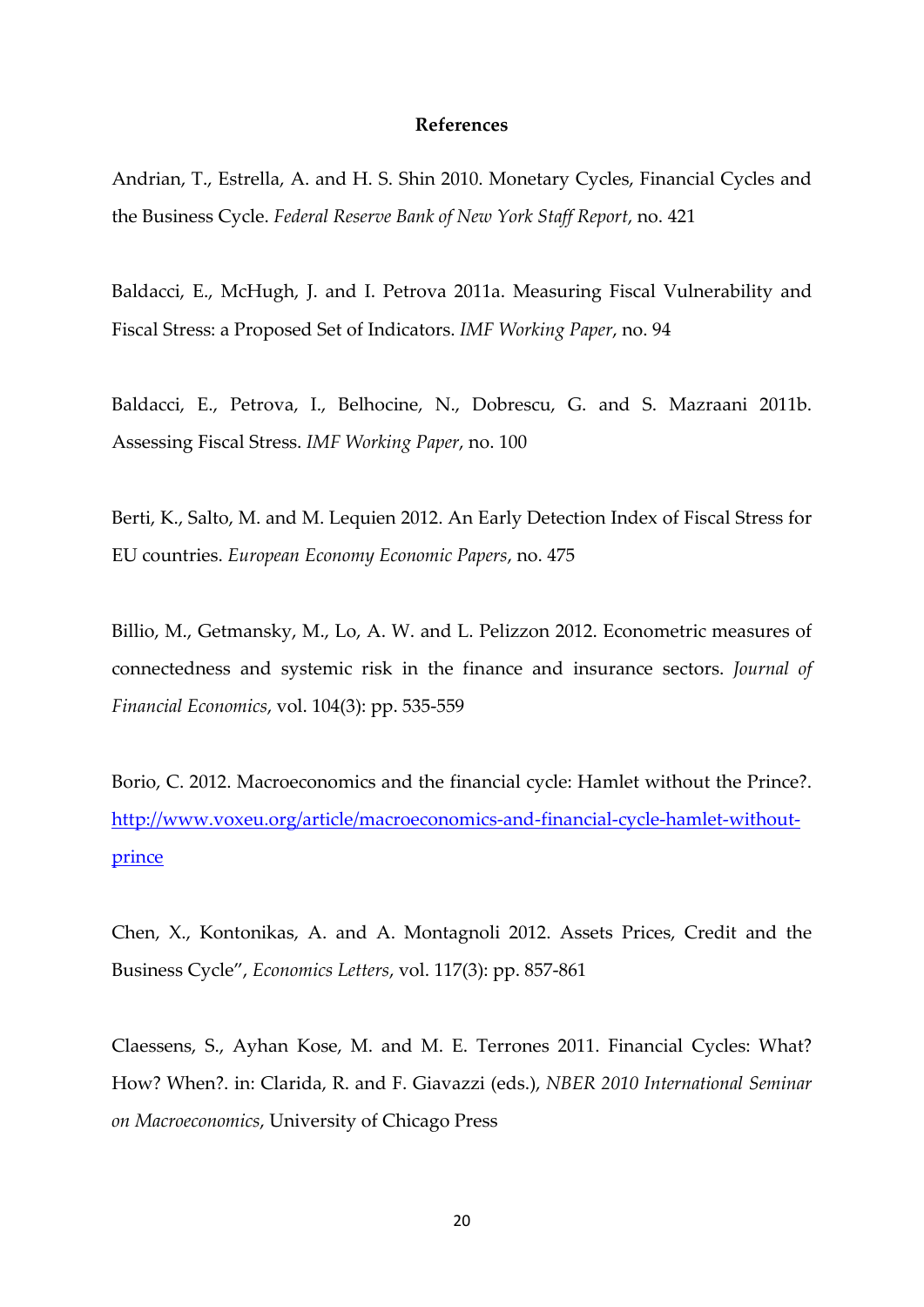# References

Andrian, T., Estrella, A. and H. S. Shin 2010. Monetary Cycles, Financial Cycles and the Business Cycle. *Federal Reserve Bank of New York Staff Report*, no. 421

Baldacci, E., McHugh, J. and I. Petrova 2011a. Measuring Fiscal Vulnerability and Fiscal Stress: a Proposed Set of Indicators. *IMF Working Paper*, no. 94

Baldacci, E., Petrova, I., Belhocine, N., Dobrescu, G. and S. Mazraani 2011b. Assessing Fiscal Stress. *IMF Working Paper*, no. 100

Berti, K., Salto, M. and M. Lequien 2012. An Early Detection Index of Fiscal Stress for EU countries. *European Economy Economic Papers*, no. 475

Billio, M., Getmansky, M., Lo, A. W. and L. Pelizzon 2012. Econometric measures of connectedness and systemic risk in the finance and insurance sectors. *Journal of Financial Economics*, vol. 104(3): pp. 535-559

Borio, C. 2012. Macroeconomics and the financial cycle: Hamlet without the Prince?. [http://www.voxeu.org/article/macroeconomics-and-financial-cycle-hamlet-without-prince](http://www.voxeu.org/article/macroeconomics-and-financial-cycle-hamlet-without-prince)

Chen, X., Kontonikas, A. and A. Montagnoli 2012. Assets Prices, Credit and the Business Cycle", *Economics Letters*, vol. 117(3): pp. 857-861

Claessens, S., Ayhan Kose, M. and M. E. Terrones 2011. Financial Cycles: What? How? When?. in: Clarida, R. and F. Giavazzi (eds.), *NBER 2010 International Seminar on Macroeconomics*, University of Chicago Press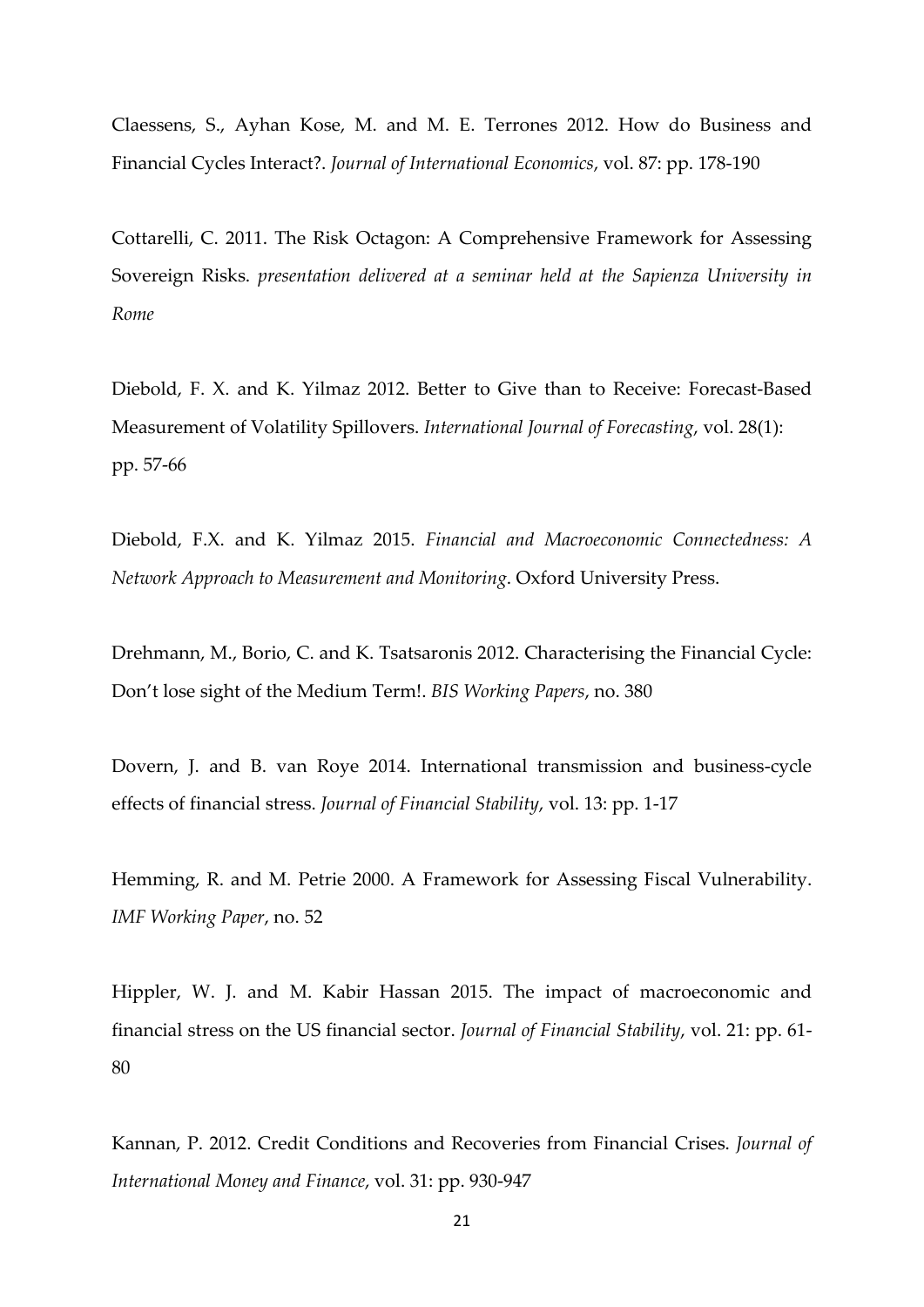Claessens, S., Ayhan Kose, M. and M. E. Terrones 2012. How do Business and Financial Cycles Interact?. *Journal of International Economics*, vol. 87: pp. 178-190

Cottarelli, C. 2011. The Risk Octagon: A Comprehensive Framework for Assessing Sovereign Risks. *presentation delivered at a seminar held at the Sapienza University in Rome*

Diebold, F. X. and K. Yilmaz 2012. Better to Give than to Receive: Forecast-Based Measurement of Volatility Spillovers. *International Journal of Forecasting*, vol. 28(1): pp. 57-66

Diebold, F.X. and K. Yilmaz 2015. *Financial and Macroeconomic Connectedness: A Network Approach to Measurement and Monitoring*. Oxford University Press.

Drehmann, M., Borio, C. and K. Tsatsaronis 2012. Characterising the Financial Cycle: Don't lose sight of the Medium Term!. *BIS Working Papers*, no. 380

Dovern, J. and B. van Roye 2014. International transmission and business-cycle effects of financial stress. *Journal of Financial Stability*, vol. 13: pp. 1-17

Hemming, R. and M. Petrie 2000. A Framework for Assessing Fiscal Vulnerability. *IMF Working Paper*, no. 52

Hippler, W. J. and M. Kabir Hassan 2015. The impact of macroeconomic and financial stress on the US financial sector. *Journal of Financial Stability*, vol. 21: pp. 61-80

Kannan, P. 2012. Credit Conditions and Recoveries from Financial Crises. *Journal of International Money and Finance*, vol. 31: pp. 930-947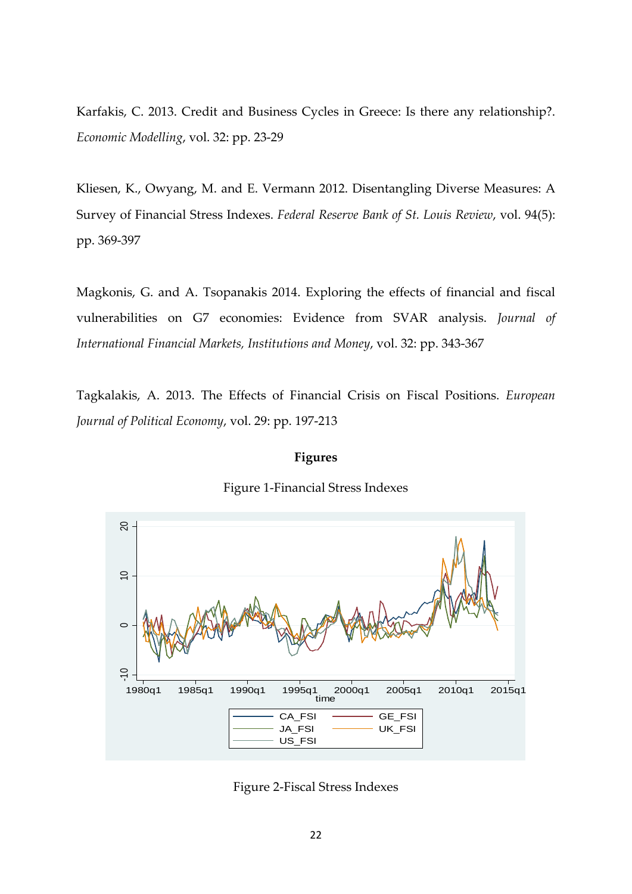Karfakis, C. 2013. Credit and Business Cycles in Greece: Is there any relationship?. *Economic Modelling*, vol. 32: pp. 23-29

Kliesen, K., Owyang, M. and E. Vermann 2012. Disentangling Diverse Measures: A Survey of Financial Stress Indexes. *Federal Reserve Bank of St. Louis Review*, vol. 94(5): pp. 369-397

Magkonis, G. and A. Tsopanakis 2014. Exploring the effects of financial and fiscal vulnerabilities on G7 economies: Evidence from SVAR analysis. *Journal of International Financial Markets, Institutions and Money*, vol. 32: pp. 343-367

Tagkalakis, A. 2013. The Effects of Financial Crisis on Fiscal Positions. *European Journal of Political Economy*, vol. 29: pp. 197-213

## Figures

Figure 1-Financial Stress Indexes

Figure 2-Fiscal Stress Indexes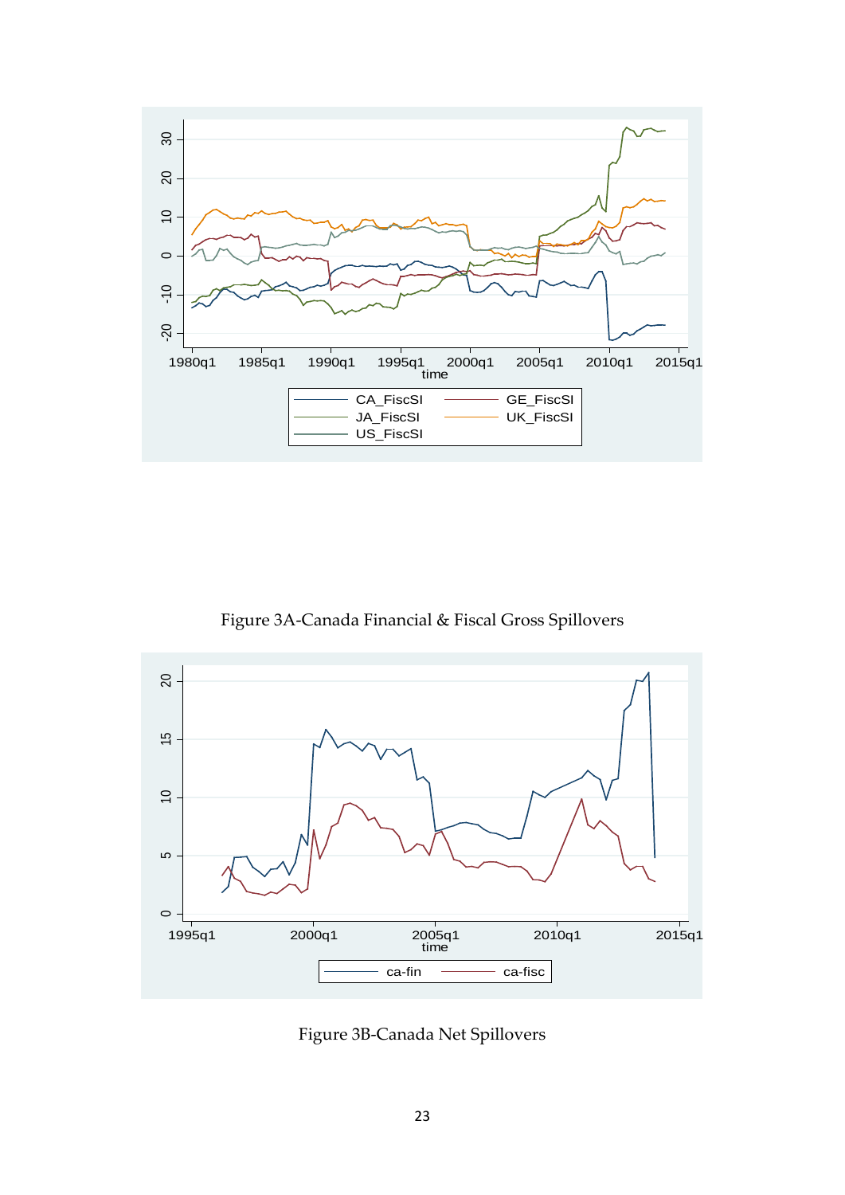Figure 3A-Canada Financial & Fiscal Gross Spillovers

Figure 3B-Canada Net Spillovers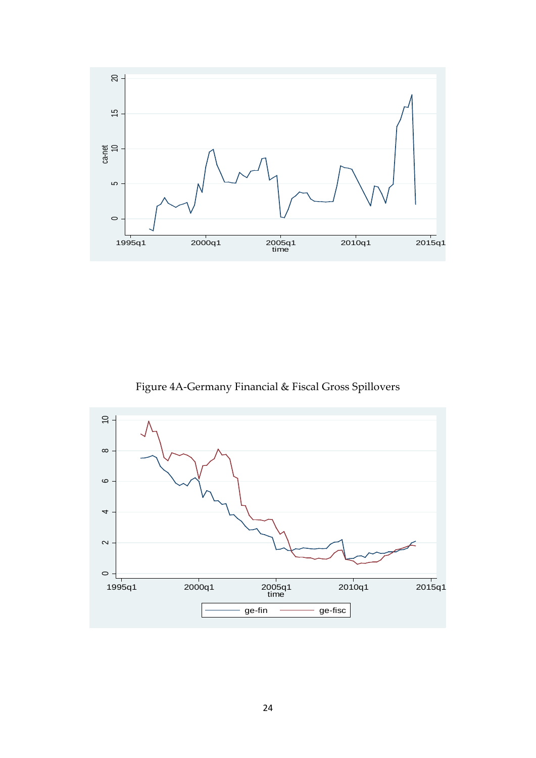Figure 4A-Germany Financial & Fiscal Gross Spillovers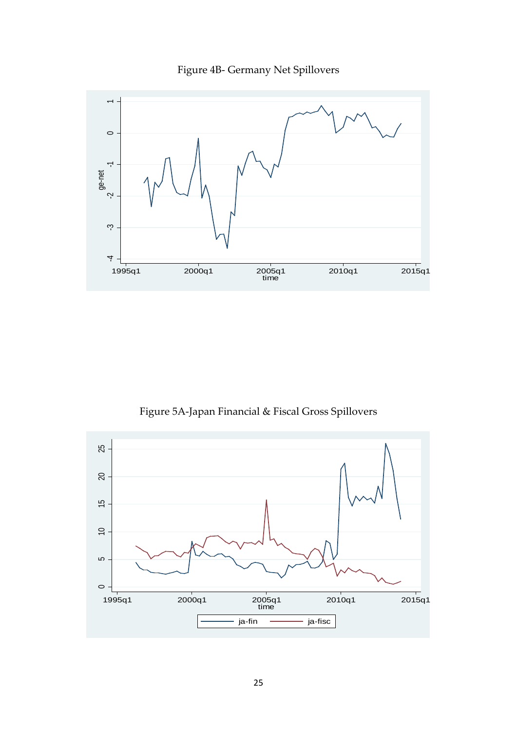Figure 4B- Germany Net Spillovers

Figure 5A-Japan Financial & Fiscal Gross Spillovers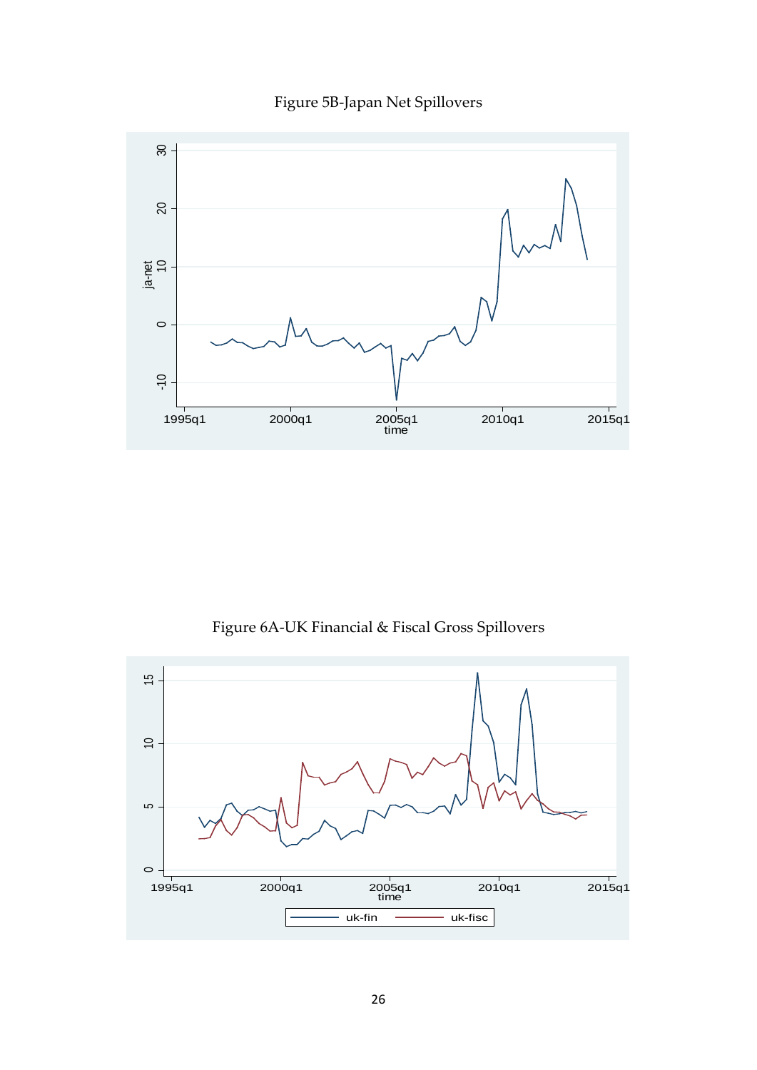Figure 5B-Japan Net Spillovers

Figure 6A-UK Financial & Fiscal Gross Spillovers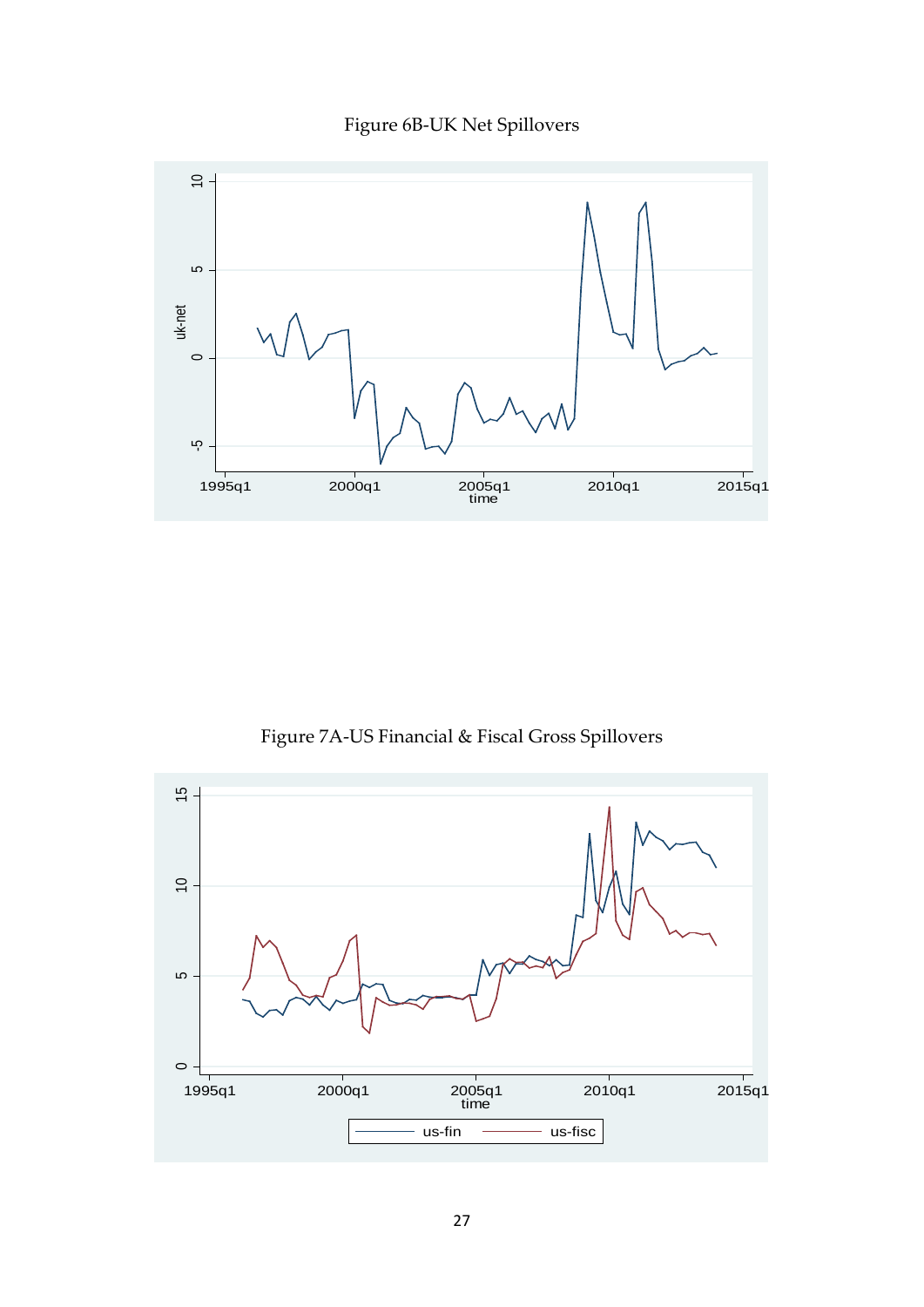Figure 6B-UK Net Spillovers

Figure 7A-US Financial & Fiscal Gross Spillovers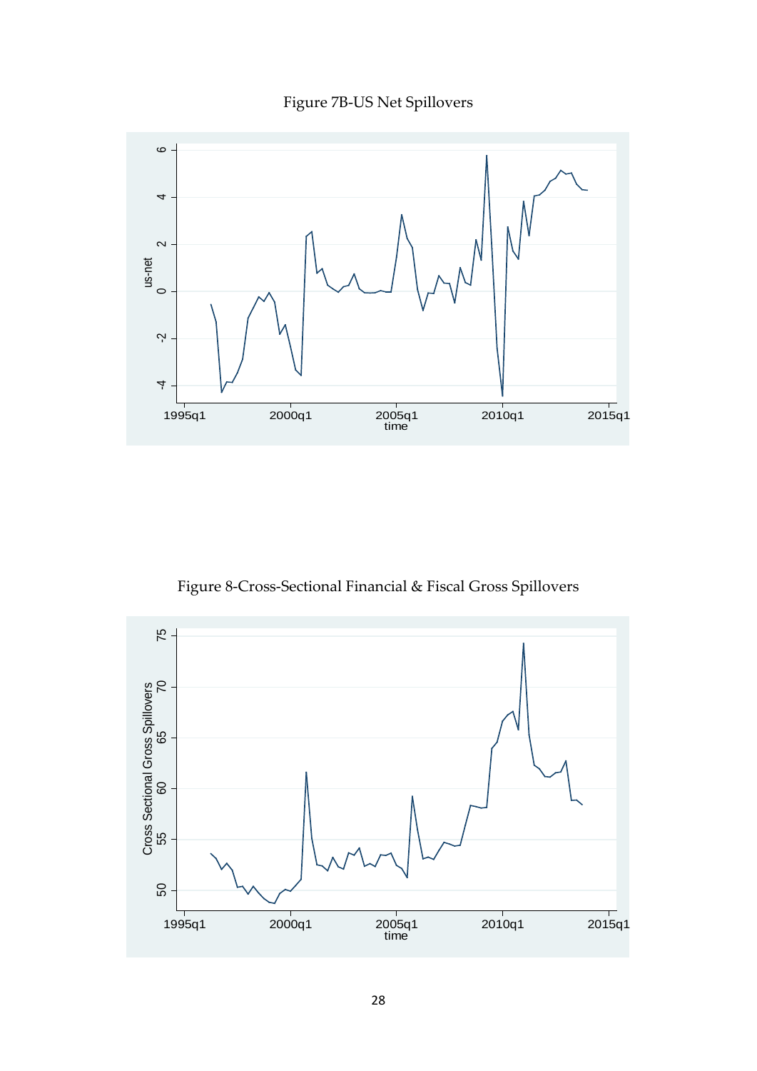Figure 7B-US Net Spillovers

Figure 8-Cross-Sectional Financial & Fiscal Gross Spillovers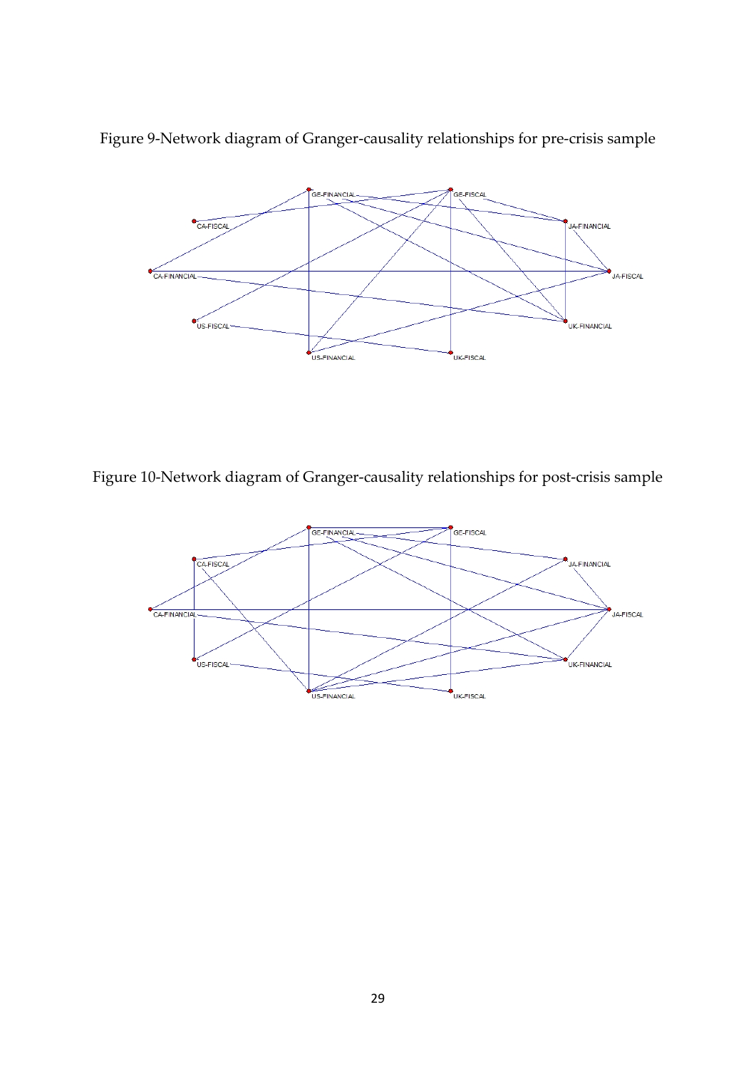Figure 9-Network diagram of Granger-causality relationships for pre-crisis sample

GE-FINANCIAL
GE-FISCAL
CA-FISCAL
JA-FINANCIAL
CA-FINANCIAL
JA-FISCAL
US-FISCAL
UK-FINANCIAL
US-FINANCIAL
UK-FISCAL

Figure 10-Network diagram of Granger-causality relationships for post-crisis sample

GE-FINANCIAL
GE-FISCAL
CA-FISCAL
JA-FINANCIAL
CA-FINANCIAL
JA-FISCAL
US-FISCAL
UK-FINANCIAL
US-FINANCIAL
UK-FISCAL